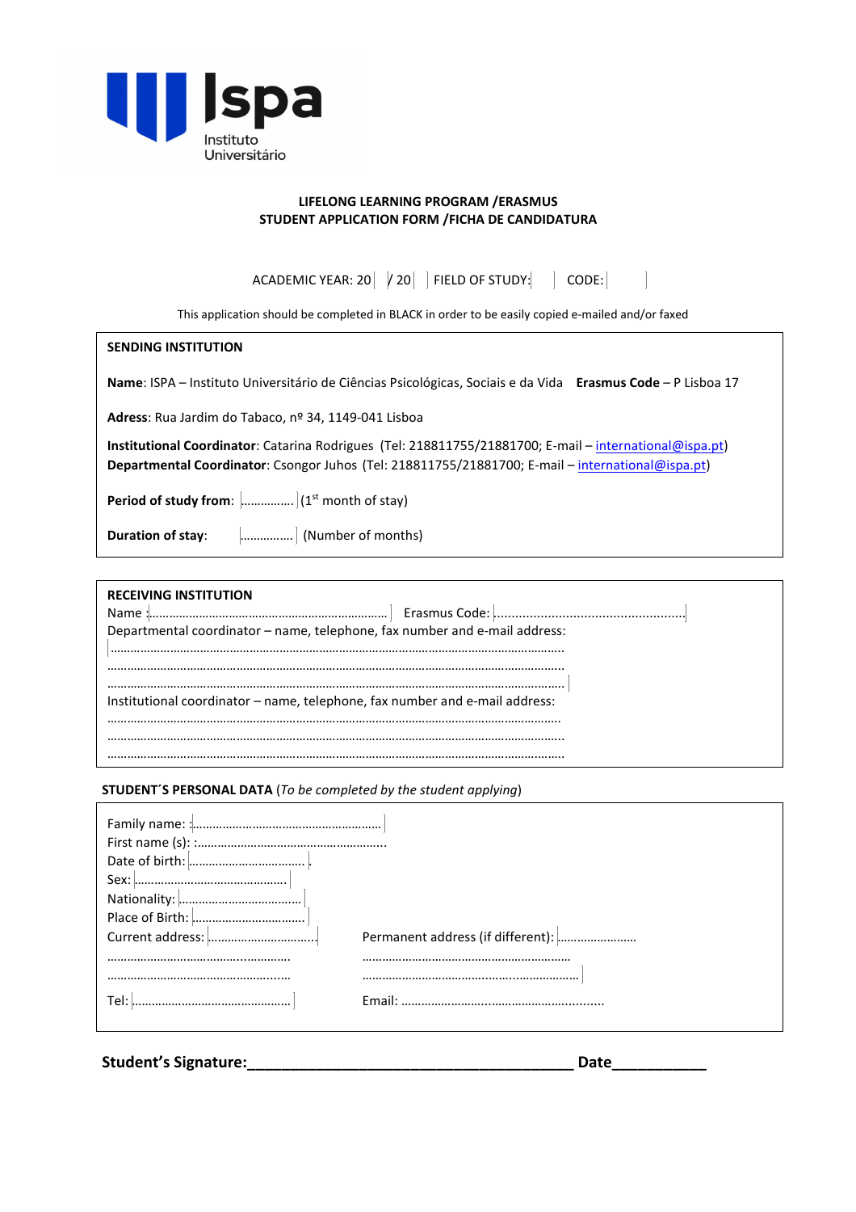Ispa Instituto Universitário

**LIFELONG LEARNING PROGRAM /ERASMUS**
**STUDENT APPLICATION FORM /FICHA DE CANDIDATURA**

ACADEMIC YEAR: 20 / 20 FIELD OF STUDY: CODE:

This application should be completed in BLACK in order to be easily copied e-mailed and/or faxed

**SENDING INSTITUTION**

**Name**: ISPA – Instituto Universitário de Ciências Psicológicas, Sociais e da Vida **Erasmus Code** – P Lisboa 17

**Adress**: Rua Jardim do Tabaco, nº 34, 1149-041 Lisboa

**Institutional Coordinator**: Catarina Rodrigues (Tel: 218811755/21881700; E-mail – international@ispa.pt)
**Departmental Coordinator**: Csongor Juhos (Tel: 218811755/21881700; E-mail – international@ispa.pt)

**Period of study from**: ................ (1st month of stay)

**Duration of stay**: ................ (Number of months)

**RECEIVING INSTITUTION**

Name :........................................................................ Erasmus Code: ....................................................
Departmental coordinator – name, telephone, fax number and e-mail address:
..........................................................................................................................................
..........................................................................................................................................
..........................................................................................................................................
Institutional coordinator – name, telephone, fax number and e-mail address:
..........................................................................................................................................
..........................................................................................................................................
..........................................................................................................................................

**STUDENT´S PERSONAL DATA** (*To be completed by the student applying*)

Family name: :.........................................................
First name (s): :.........................................................
Date of birth: ....................................
Sex: .............................................
Nationality: .....................................
Place of Birth: ..................................
Current address: ................................ Permanent address (if different): .......................
....................................................... ..............................................................
....................................................... ..............................................................
Tel: ............................................... Email: ...........................................................

**Student's Signature:______________________________________ Date__________**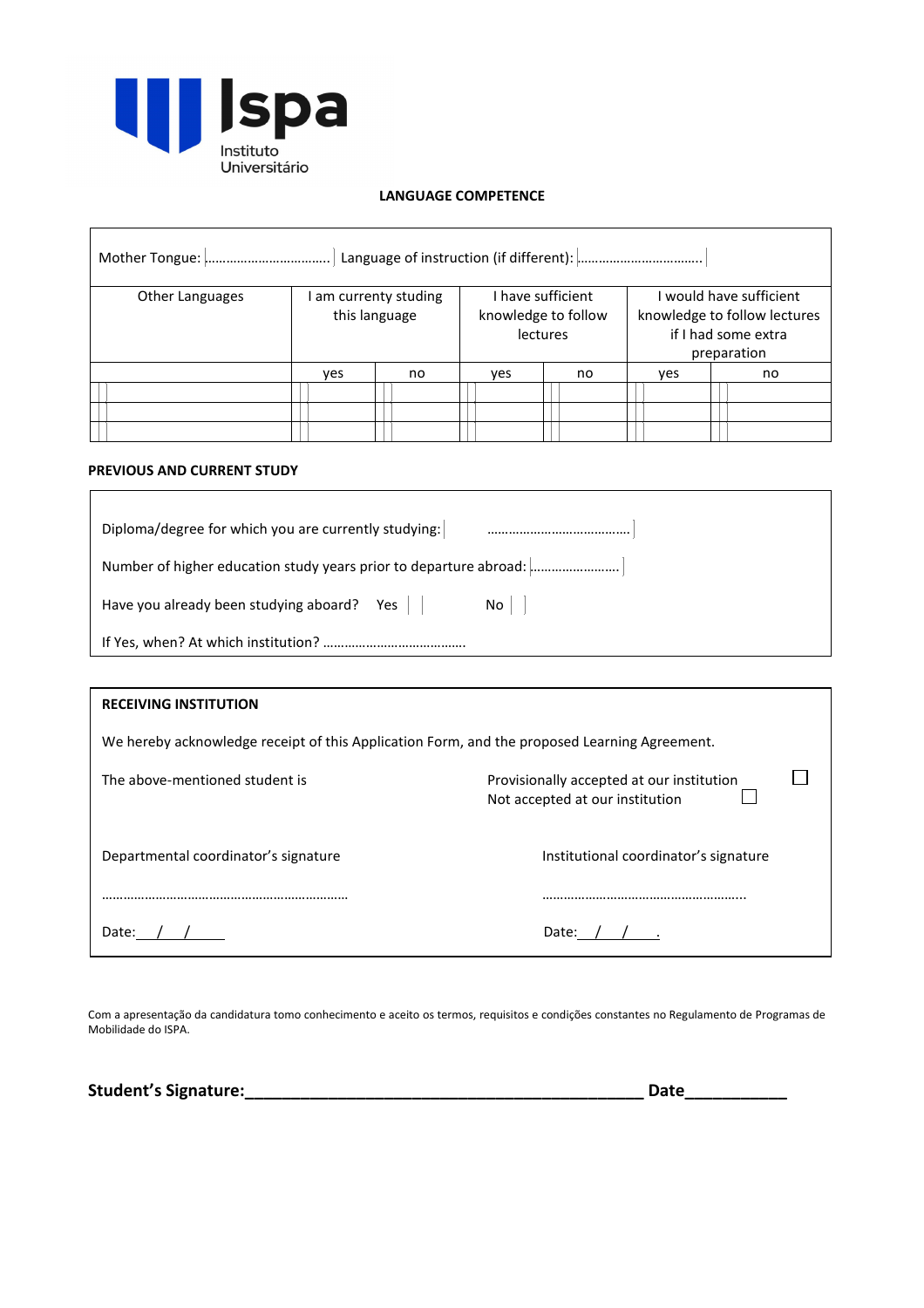Ispa Instituto Universitário

**LANGUAGE COMPETENCE**

Mother Tongue: ……………………………. Language of instruction (if different): …………………………….

| Other Languages | I am currenty studing this language | | I have sufficient knowledge to follow lectures | | I would have sufficient knowledge to follow lectures if I had some extra preparation | |
|---|---|---|---|---|---|---|
| | yes | no | yes | no | yes | no |
| | | | | | | |
| | | | | | | |
| | | | | | | |

**PREVIOUS AND CURRENT STUDY**

Diploma/degree for which you are currently studying: ………………………………….

Number of higher education study years prior to departure abroad: …………………….

Have you already been studying aboard? Yes No

If Yes, when? At which institution? ………………………………….

**RECEIVING INSTITUTION**

We hereby acknowledge receipt of this Application Form, and the proposed Learning Agreement.

The above-mentioned student is

Provisionally accepted at our institution ☐

Not accepted at our institution ☐

Departmental coordinator's signature

…………………………………………………………

Date: / /

Institutional coordinator's signature

………………………………………………..

Date: / / .

Com a apresentação da candidatura tomo conhecimento e aceito os termos, requisitos e condições constantes no Regulamento de Programas de Mobilidade do ISPA.

**Student's Signature:__________________________________________ Date__________**